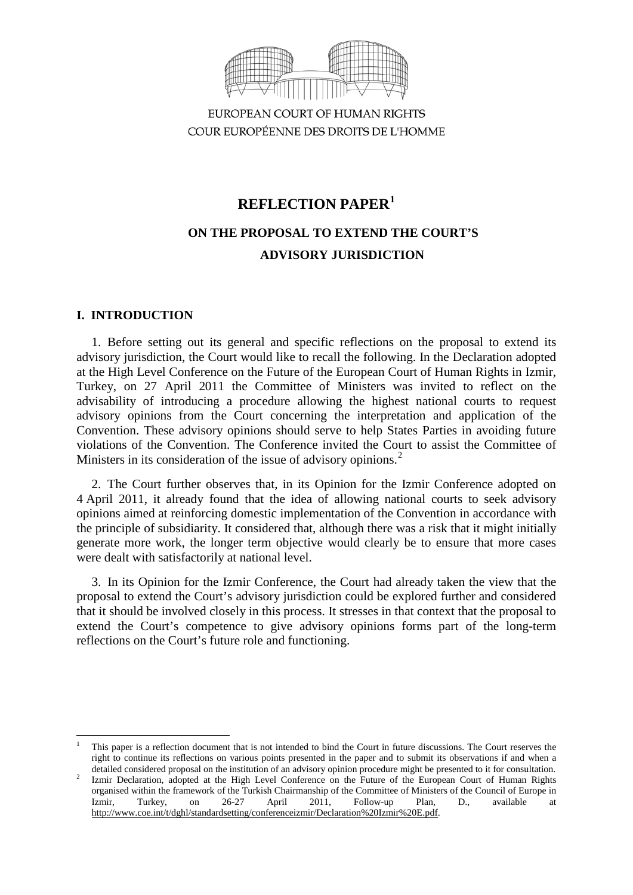EUROPEAN COURT OF HUMAN RIGHTS
COUR EUROPÉENNE DES DROITS DE L'HOMME

# REFLECTION PAPER[1]

## ON THE PROPOSAL TO EXTEND THE COURT'S ADVISORY JURISDICTION

### I. INTRODUCTION

1. Before setting out its general and specific reflections on the proposal to extend its advisory jurisdiction, the Court would like to recall the following. In the Declaration adopted at the High Level Conference on the Future of the European Court of Human Rights in Izmir, Turkey, on 27 April 2011 the Committee of Ministers was invited to reflect on the advisability of introducing a procedure allowing the highest national courts to request advisory opinions from the Court concerning the interpretation and application of the Convention. These advisory opinions should serve to help States Parties in avoiding future violations of the Convention. The Conference invited the Court to assist the Committee of Ministers in its consideration of the issue of advisory opinions.[2]

2. The Court further observes that, in its Opinion for the Izmir Conference adopted on 4 April 2011, it already found that the idea of allowing national courts to seek advisory opinions aimed at reinforcing domestic implementation of the Convention in accordance with the principle of subsidiarity. It considered that, although there was a risk that it might initially generate more work, the longer term objective would clearly be to ensure that more cases were dealt with satisfactorily at national level.

3. In its Opinion for the Izmir Conference, the Court had already taken the view that the proposal to extend the Court's advisory jurisdiction could be explored further and considered that it should be involved closely in this process. It stresses in that context that the proposal to extend the Court's competence to give advisory opinions forms part of the long-term reflections on the Court's future role and functioning.

---

[1] This paper is a reflection document that is not intended to bind the Court in future discussions. The Court reserves the right to continue its reflections on various points presented in the paper and to submit its observations if and when a detailed considered proposal on the institution of an advisory opinion procedure might be presented to it for consultation.

[2] Izmir Declaration, adopted at the High Level Conference on the Future of the European Court of Human Rights organised within the framework of the Turkish Chairmanship of the Committee of Ministers of the Council of Europe in Izmir, Turkey, on 26-27 April 2011, Follow-up Plan, D., available at http://www.coe.int/t/dghl/standardsetting/conferenceizmir/Declaration%20Izmir%20E.pdf.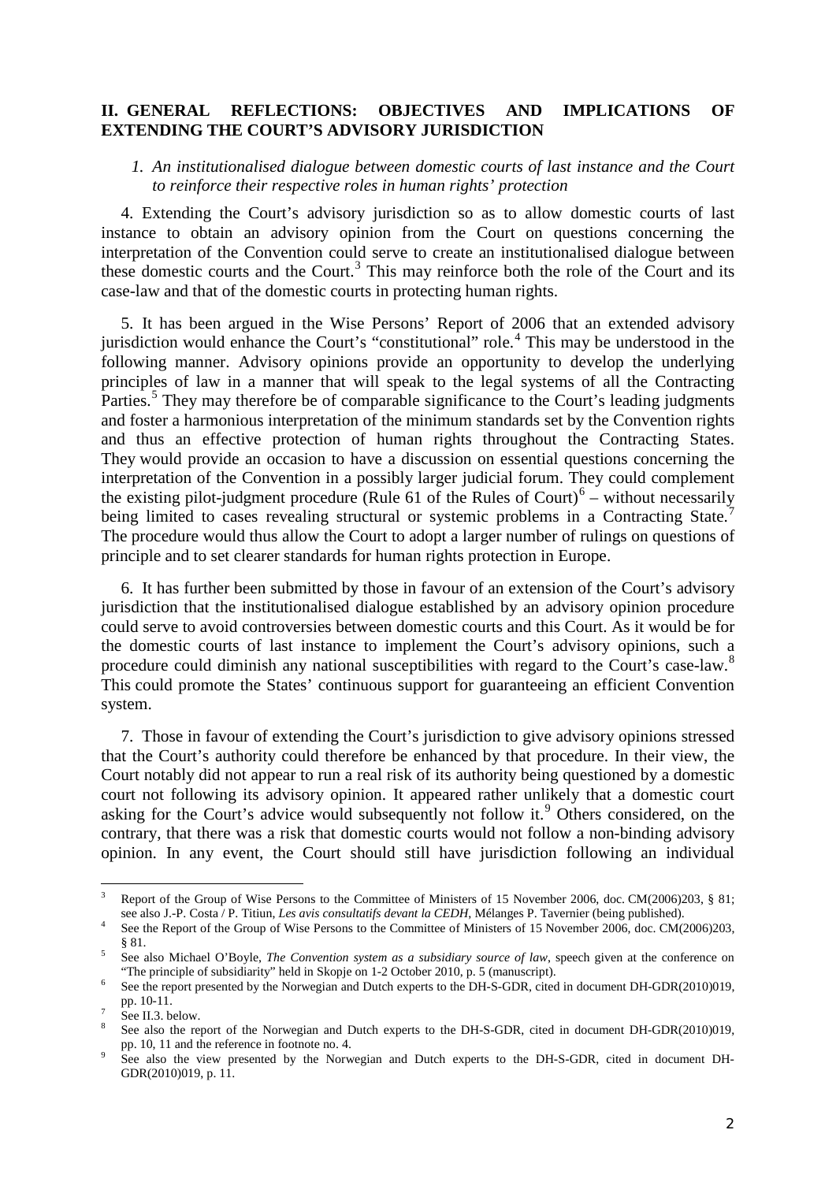## II. GENERAL REFLECTIONS: OBJECTIVES AND IMPLICATIONS OF EXTENDING THE COURT'S ADVISORY JURISDICTION

### *1. An institutionalised dialogue between domestic courts of last instance and the Court to reinforce their respective roles in human rights' protection*

4. Extending the Court's advisory jurisdiction so as to allow domestic courts of last instance to obtain an advisory opinion from the Court on questions concerning the interpretation of the Convention could serve to create an institutionalised dialogue between these domestic courts and the Court.[3] This may reinforce both the role of the Court and its case-law and that of the domestic courts in protecting human rights.

5. It has been argued in the Wise Persons' Report of 2006 that an extended advisory jurisdiction would enhance the Court's "constitutional" role.[4] This may be understood in the following manner. Advisory opinions provide an opportunity to develop the underlying principles of law in a manner that will speak to the legal systems of all the Contracting Parties.[5] They may therefore be of comparable significance to the Court's leading judgments and foster a harmonious interpretation of the minimum standards set by the Convention rights and thus an effective protection of human rights throughout the Contracting States. They would provide an occasion to have a discussion on essential questions concerning the interpretation of the Convention in a possibly larger judicial forum. They could complement the existing pilot-judgment procedure (Rule 61 of the Rules of Court)[6] – without necessarily being limited to cases revealing structural or systemic problems in a Contracting State.[7] The procedure would thus allow the Court to adopt a larger number of rulings on questions of principle and to set clearer standards for human rights protection in Europe.

6. It has further been submitted by those in favour of an extension of the Court's advisory jurisdiction that the institutionalised dialogue established by an advisory opinion procedure could serve to avoid controversies between domestic courts and this Court. As it would be for the domestic courts of last instance to implement the Court's advisory opinions, such a procedure could diminish any national susceptibilities with regard to the Court's case-law.[8] This could promote the States' continuous support for guaranteeing an efficient Convention system.

7. Those in favour of extending the Court's jurisdiction to give advisory opinions stressed that the Court's authority could therefore be enhanced by that procedure. In their view, the Court notably did not appear to run a real risk of its authority being questioned by a domestic court not following its advisory opinion. It appeared rather unlikely that a domestic court asking for the Court's advice would subsequently not follow it.[9] Others considered, on the contrary, that there was a risk that domestic courts would not follow a non-binding advisory opinion. In any event, the Court should still have jurisdiction following an individual

---

[3] Report of the Group of Wise Persons to the Committee of Ministers of 15 November 2006, doc. CM(2006)203, § 81; see also J.-P. Costa / P. Titiun, *Les avis consultatifs devant la CEDH*, Mélanges P. Tavernier (being published).

[4] See the Report of the Group of Wise Persons to the Committee of Ministers of 15 November 2006, doc. CM(2006)203, § 81.

[5] See also Michael O'Boyle, *The Convention system as a subsidiary source of law*, speech given at the conference on "The principle of subsidiarity" held in Skopje on 1-2 October 2010, p. 5 (manuscript).

[6] See the report presented by the Norwegian and Dutch experts to the DH-S-GDR, cited in document DH-GDR(2010)019, pp. 10-11.

[7] See II.3. below.

[8] See also the report of the Norwegian and Dutch experts to the DH-S-GDR, cited in document DH-GDR(2010)019, pp. 10, 11 and the reference in footnote no. 4.

[9] See also the view presented by the Norwegian and Dutch experts to the DH-S-GDR, cited in document DH-GDR(2010)019, p. 11.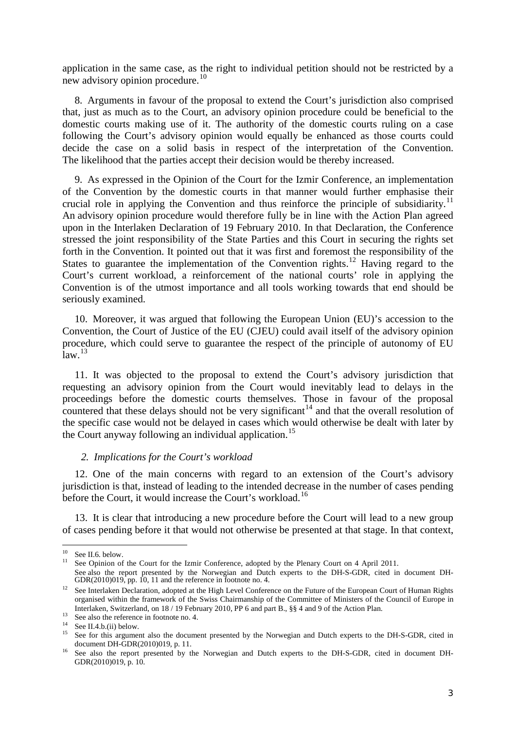application in the same case, as the right to individual petition should not be restricted by a new advisory opinion procedure.[10]

8. Arguments in favour of the proposal to extend the Court's jurisdiction also comprised that, just as much as to the Court, an advisory opinion procedure could be beneficial to the domestic courts making use of it. The authority of the domestic courts ruling on a case following the Court's advisory opinion would equally be enhanced as those courts could decide the case on a solid basis in respect of the interpretation of the Convention. The likelihood that the parties accept their decision would be thereby increased.

9. As expressed in the Opinion of the Court for the Izmir Conference, an implementation of the Convention by the domestic courts in that manner would further emphasise their crucial role in applying the Convention and thus reinforce the principle of subsidiarity.[11] An advisory opinion procedure would therefore fully be in line with the Action Plan agreed upon in the Interlaken Declaration of 19 February 2010. In that Declaration, the Conference stressed the joint responsibility of the State Parties and this Court in securing the rights set forth in the Convention. It pointed out that it was first and foremost the responsibility of the States to guarantee the implementation of the Convention rights.[12] Having regard to the Court's current workload, a reinforcement of the national courts' role in applying the Convention is of the utmost importance and all tools working towards that end should be seriously examined.

10. Moreover, it was argued that following the European Union (EU)'s accession to the Convention, the Court of Justice of the EU (CJEU) could avail itself of the advisory opinion procedure, which could serve to guarantee the respect of the principle of autonomy of EU law.[13]

11. It was objected to the proposal to extend the Court's advisory jurisdiction that requesting an advisory opinion from the Court would inevitably lead to delays in the proceedings before the domestic courts themselves. Those in favour of the proposal countered that these delays should not be very significant[14] and that the overall resolution of the specific case would not be delayed in cases which would otherwise be dealt with later by the Court anyway following an individual application.[15]

### *2. Implications for the Court's workload*

12. One of the main concerns with regard to an extension of the Court's advisory jurisdiction is that, instead of leading to the intended decrease in the number of cases pending before the Court, it would increase the Court's workload.[16]

13. It is clear that introducing a new procedure before the Court will lead to a new group of cases pending before it that would not otherwise be presented at that stage. In that context,

---

[10] See II.6. below.

[11] See Opinion of the Court for the Izmir Conference, adopted by the Plenary Court on 4 April 2011. See also the report presented by the Norwegian and Dutch experts to the DH-S-GDR, cited in document DH-GDR(2010)019, pp. 10, 11 and the reference in footnote no. 4.

[12] See Interlaken Declaration, adopted at the High Level Conference on the Future of the European Court of Human Rights organised within the framework of the Swiss Chairmanship of the Committee of Ministers of the Council of Europe in Interlaken, Switzerland, on 18 / 19 February 2010, PP 6 and part B., §§ 4 and 9 of the Action Plan.

[13] See also the reference in footnote no. 4.

[14] See II.4.b.(ii) below.

[15] See for this argument also the document presented by the Norwegian and Dutch experts to the DH-S-GDR, cited in document DH-GDR(2010)019, p. 11.

[16] See also the report presented by the Norwegian and Dutch experts to the DH-S-GDR, cited in document DH-GDR(2010)019, p. 10.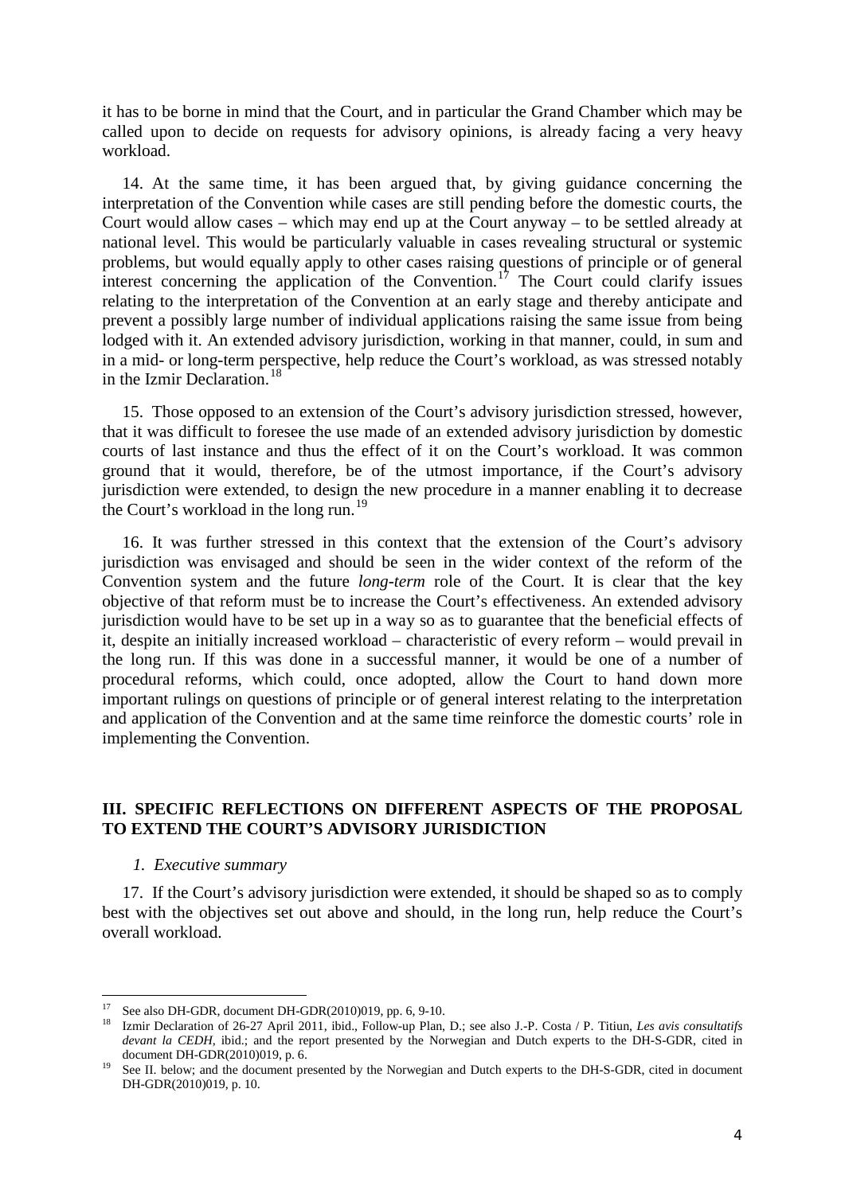it has to be borne in mind that the Court, and in particular the Grand Chamber which may be called upon to decide on requests for advisory opinions, is already facing a very heavy workload.

14. At the same time, it has been argued that, by giving guidance concerning the interpretation of the Convention while cases are still pending before the domestic courts, the Court would allow cases – which may end up at the Court anyway – to be settled already at national level. This would be particularly valuable in cases revealing structural or systemic problems, but would equally apply to other cases raising questions of principle or of general interest concerning the application of the Convention.[17] The Court could clarify issues relating to the interpretation of the Convention at an early stage and thereby anticipate and prevent a possibly large number of individual applications raising the same issue from being lodged with it. An extended advisory jurisdiction, working in that manner, could, in sum and in a mid- or long-term perspective, help reduce the Court's workload, as was stressed notably in the Izmir Declaration.[18]

15. Those opposed to an extension of the Court's advisory jurisdiction stressed, however, that it was difficult to foresee the use made of an extended advisory jurisdiction by domestic courts of last instance and thus the effect of it on the Court's workload. It was common ground that it would, therefore, be of the utmost importance, if the Court's advisory jurisdiction were extended, to design the new procedure in a manner enabling it to decrease the Court's workload in the long run.[19]

16. It was further stressed in this context that the extension of the Court's advisory jurisdiction was envisaged and should be seen in the wider context of the reform of the Convention system and the future *long-term* role of the Court. It is clear that the key objective of that reform must be to increase the Court's effectiveness. An extended advisory jurisdiction would have to be set up in a way so as to guarantee that the beneficial effects of it, despite an initially increased workload – characteristic of every reform – would prevail in the long run. If this was done in a successful manner, it would be one of a number of procedural reforms, which could, once adopted, allow the Court to hand down more important rulings on questions of principle or of general interest relating to the interpretation and application of the Convention and at the same time reinforce the domestic courts' role in implementing the Convention.

## III. SPECIFIC REFLECTIONS ON DIFFERENT ASPECTS OF THE PROPOSAL TO EXTEND THE COURT'S ADVISORY JURISDICTION

### *1. Executive summary*

17. If the Court's advisory jurisdiction were extended, it should be shaped so as to comply best with the objectives set out above and should, in the long run, help reduce the Court's overall workload.

---

[17] See also DH-GDR, document DH-GDR(2010)019, pp. 6, 9-10.

[18] Izmir Declaration of 26-27 April 2011, ibid., Follow-up Plan, D.; see also J.-P. Costa / P. Titiun, *Les avis consultatifs devant la CEDH*, ibid.; and the report presented by the Norwegian and Dutch experts to the DH-S-GDR, cited in document DH-GDR(2010)019, p. 6.

[19] See II. below; and the document presented by the Norwegian and Dutch experts to the DH-S-GDR, cited in document DH-GDR(2010)019, p. 10.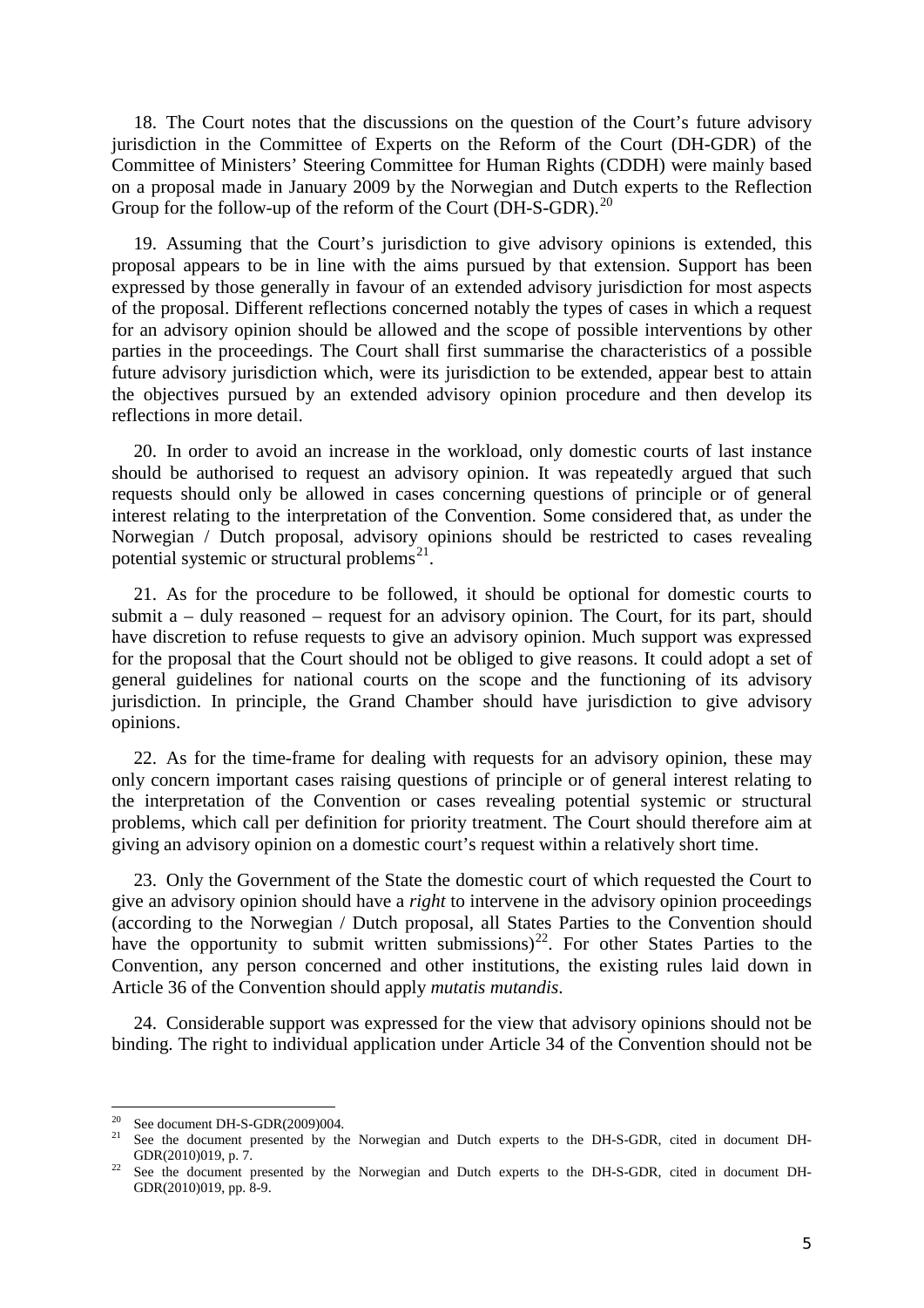18. The Court notes that the discussions on the question of the Court's future advisory jurisdiction in the Committee of Experts on the Reform of the Court (DH-GDR) of the Committee of Ministers' Steering Committee for Human Rights (CDDH) were mainly based on a proposal made in January 2009 by the Norwegian and Dutch experts to the Reflection Group for the follow-up of the reform of the Court (DH-S-GDR).[20]

19. Assuming that the Court's jurisdiction to give advisory opinions is extended, this proposal appears to be in line with the aims pursued by that extension. Support has been expressed by those generally in favour of an extended advisory jurisdiction for most aspects of the proposal. Different reflections concerned notably the types of cases in which a request for an advisory opinion should be allowed and the scope of possible interventions by other parties in the proceedings. The Court shall first summarise the characteristics of a possible future advisory jurisdiction which, were its jurisdiction to be extended, appear best to attain the objectives pursued by an extended advisory opinion procedure and then develop its reflections in more detail.

20. In order to avoid an increase in the workload, only domestic courts of last instance should be authorised to request an advisory opinion. It was repeatedly argued that such requests should only be allowed in cases concerning questions of principle or of general interest relating to the interpretation of the Convention. Some considered that, as under the Norwegian / Dutch proposal, advisory opinions should be restricted to cases revealing potential systemic or structural problems[21].

21. As for the procedure to be followed, it should be optional for domestic courts to submit a – duly reasoned – request for an advisory opinion. The Court, for its part, should have discretion to refuse requests to give an advisory opinion. Much support was expressed for the proposal that the Court should not be obliged to give reasons. It could adopt a set of general guidelines for national courts on the scope and the functioning of its advisory jurisdiction. In principle, the Grand Chamber should have jurisdiction to give advisory opinions.

22. As for the time-frame for dealing with requests for an advisory opinion, these may only concern important cases raising questions of principle or of general interest relating to the interpretation of the Convention or cases revealing potential systemic or structural problems, which call per definition for priority treatment. The Court should therefore aim at giving an advisory opinion on a domestic court's request within a relatively short time.

23. Only the Government of the State the domestic court of which requested the Court to give an advisory opinion should have a *right* to intervene in the advisory opinion proceedings (according to the Norwegian / Dutch proposal, all States Parties to the Convention should have the opportunity to submit written submissions)[22]. For other States Parties to the Convention, any person concerned and other institutions, the existing rules laid down in Article 36 of the Convention should apply *mutatis mutandis*.

24. Considerable support was expressed for the view that advisory opinions should not be binding. The right to individual application under Article 34 of the Convention should not be

---

[20] See document DH-S-GDR(2009)004.

[21] See the document presented by the Norwegian and Dutch experts to the DH-S-GDR, cited in document DH-GDR(2010)019, p. 7.

[22] See the document presented by the Norwegian and Dutch experts to the DH-S-GDR, cited in document DH-GDR(2010)019, pp. 8-9.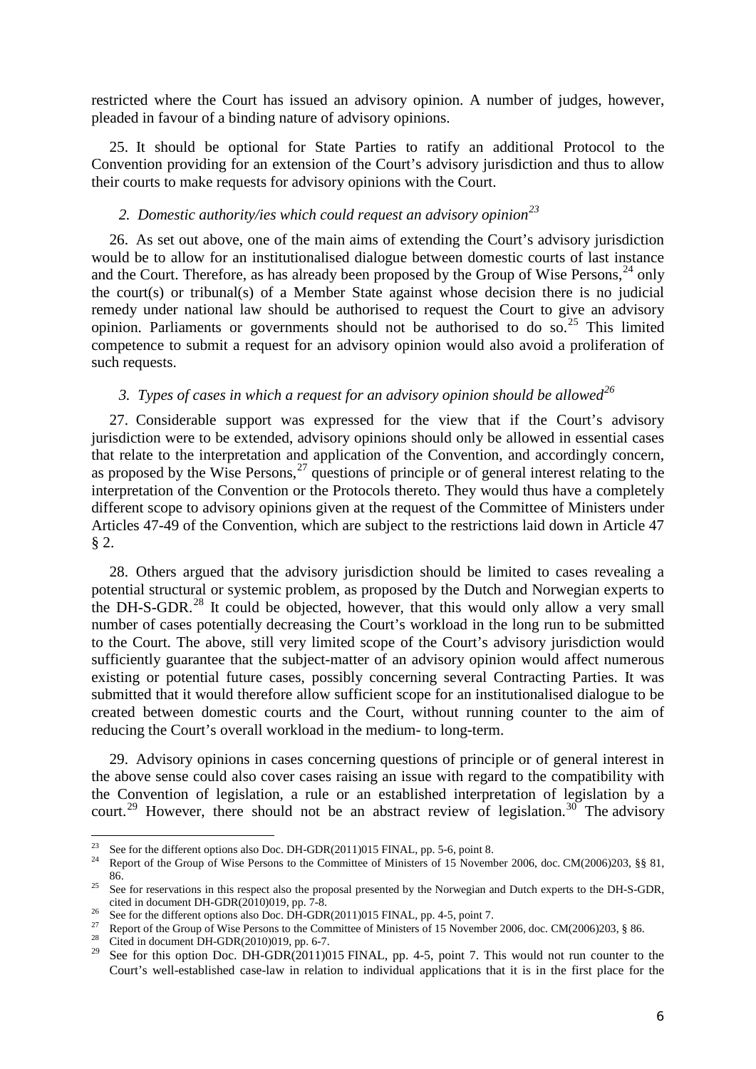restricted where the Court has issued an advisory opinion. A number of judges, however, pleaded in favour of a binding nature of advisory opinions.

25. It should be optional for State Parties to ratify an additional Protocol to the Convention providing for an extension of the Court's advisory jurisdiction and thus to allow their courts to make requests for advisory opinions with the Court.

### *2. Domestic authority/ies which could request an advisory opinion*[23]

26. As set out above, one of the main aims of extending the Court's advisory jurisdiction would be to allow for an institutionalised dialogue between domestic courts of last instance and the Court. Therefore, as has already been proposed by the Group of Wise Persons,[24] only the court(s) or tribunal(s) of a Member State against whose decision there is no judicial remedy under national law should be authorised to request the Court to give an advisory opinion. Parliaments or governments should not be authorised to do so.[25] This limited competence to submit a request for an advisory opinion would also avoid a proliferation of such requests.

### *3. Types of cases in which a request for an advisory opinion should be allowed*[26]

27. Considerable support was expressed for the view that if the Court's advisory jurisdiction were to be extended, advisory opinions should only be allowed in essential cases that relate to the interpretation and application of the Convention, and accordingly concern, as proposed by the Wise Persons,[27] questions of principle or of general interest relating to the interpretation of the Convention or the Protocols thereto. They would thus have a completely different scope to advisory opinions given at the request of the Committee of Ministers under Articles 47-49 of the Convention, which are subject to the restrictions laid down in Article 47 § 2.

28. Others argued that the advisory jurisdiction should be limited to cases revealing a potential structural or systemic problem, as proposed by the Dutch and Norwegian experts to the DH-S-GDR.[28] It could be objected, however, that this would only allow a very small number of cases potentially decreasing the Court's workload in the long run to be submitted to the Court. The above, still very limited scope of the Court's advisory jurisdiction would sufficiently guarantee that the subject-matter of an advisory opinion would affect numerous existing or potential future cases, possibly concerning several Contracting Parties. It was submitted that it would therefore allow sufficient scope for an institutionalised dialogue to be created between domestic courts and the Court, without running counter to the aim of reducing the Court's overall workload in the medium- to long-term.

29. Advisory opinions in cases concerning questions of principle or of general interest in the above sense could also cover cases raising an issue with regard to the compatibility with the Convention of legislation, a rule or an established interpretation of legislation by a court.[29] However, there should not be an abstract review of legislation.[30] The advisory

---

[23] See for the different options also Doc. DH-GDR(2011)015 FINAL, pp. 5-6, point 8.

[24] Report of the Group of Wise Persons to the Committee of Ministers of 15 November 2006, doc. CM(2006)203, §§ 81, 86.

[25] See for reservations in this respect also the proposal presented by the Norwegian and Dutch experts to the DH-S-GDR, cited in document DH-GDR(2010)019, pp. 7-8.

[26] See for the different options also Doc. DH-GDR(2011)015 FINAL, pp. 4-5, point 7.

[27] Report of the Group of Wise Persons to the Committee of Ministers of 15 November 2006, doc. CM(2006)203, § 86.

[28] Cited in document DH-GDR(2010)019, pp. 6-7.

[29] See for this option Doc. DH-GDR(2011)015 FINAL, pp. 4-5, point 7. This would not run counter to the Court's well-established case-law in relation to individual applications that it is in the first place for the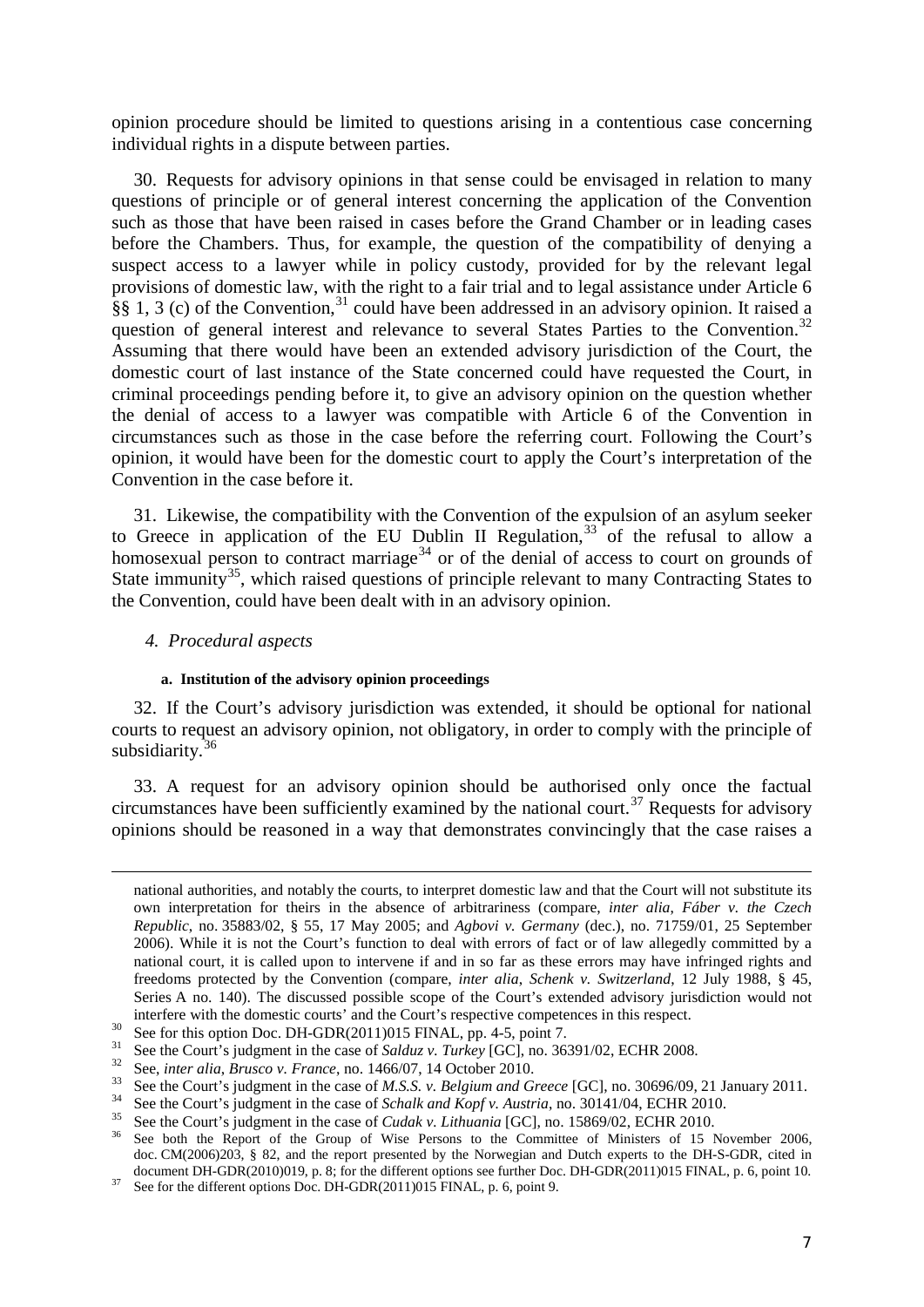opinion procedure should be limited to questions arising in a contentious case concerning individual rights in a dispute between parties.

30. Requests for advisory opinions in that sense could be envisaged in relation to many questions of principle or of general interest concerning the application of the Convention such as those that have been raised in cases before the Grand Chamber or in leading cases before the Chambers. Thus, for example, the question of the compatibility of denying a suspect access to a lawyer while in policy custody, provided for by the relevant legal provisions of domestic law, with the right to a fair trial and to legal assistance under Article 6 §§ 1, 3 (c) of the Convention,[31] could have been addressed in an advisory opinion. It raised a question of general interest and relevance to several States Parties to the Convention.[32] Assuming that there would have been an extended advisory jurisdiction of the Court, the domestic court of last instance of the State concerned could have requested the Court, in criminal proceedings pending before it, to give an advisory opinion on the question whether the denial of access to a lawyer was compatible with Article 6 of the Convention in circumstances such as those in the case before the referring court. Following the Court's opinion, it would have been for the domestic court to apply the Court's interpretation of the Convention in the case before it.

31. Likewise, the compatibility with the Convention of the expulsion of an asylum seeker to Greece in application of the EU Dublin II Regulation,[33] of the refusal to allow a homosexual person to contract marriage[34] or of the denial of access to court on grounds of State immunity[35], which raised questions of principle relevant to many Contracting States to the Convention, could have been dealt with in an advisory opinion.

### *4. Procedural aspects*

#### **a. Institution of the advisory opinion proceedings**

32. If the Court's advisory jurisdiction was extended, it should be optional for national courts to request an advisory opinion, not obligatory, in order to comply with the principle of subsidiarity.[36]

33. A request for an advisory opinion should be authorised only once the factual circumstances have been sufficiently examined by the national court.[37] Requests for advisory opinions should be reasoned in a way that demonstrates convincingly that the case raises a

---

national authorities, and notably the courts, to interpret domestic law and that the Court will not substitute its own interpretation for theirs in the absence of arbitrariness (compare, *inter alia*, *Fáber v. the Czech Republic*, no. 35883/02, § 55, 17 May 2005; and *Agbovi v. Germany* (dec.), no. 71759/01, 25 September 2006). While it is not the Court's function to deal with errors of fact or of law allegedly committed by a national court, it is called upon to intervene if and in so far as these errors may have infringed rights and freedoms protected by the Convention (compare, *inter alia*, *Schenk v. Switzerland*, 12 July 1988, § 45, Series A no. 140). The discussed possible scope of the Court's extended advisory jurisdiction would not interfere with the domestic courts' and the Court's respective competences in this respect.

[30] See for this option Doc. DH-GDR(2011)015 FINAL, pp. 4-5, point 7.

[31] See the Court's judgment in the case of *Salduz v. Turkey* [GC], no. 36391/02, ECHR 2008.

[32] See, *inter alia*, *Brusco v. France*, no. 1466/07, 14 October 2010.

[33] See the Court's judgment in the case of *M.S.S. v. Belgium and Greece* [GC], no. 30696/09, 21 January 2011.

[34] See the Court's judgment in the case of *Schalk and Kopf v. Austria*, no. 30141/04, ECHR 2010.

[35] See the Court's judgment in the case of *Cudak v. Lithuania* [GC], no. 15869/02, ECHR 2010.

[36] See both the Report of the Group of Wise Persons to the Committee of Ministers of 15 November 2006, doc. CM(2006)203, § 82, and the report presented by the Norwegian and Dutch experts to the DH-S-GDR, cited in document DH-GDR(2010)019, p. 8; for the different options see further Doc. DH-GDR(2011)015 FINAL, p. 6, point 10.

[37] See for the different options Doc. DH-GDR(2011)015 FINAL, p. 6, point 9.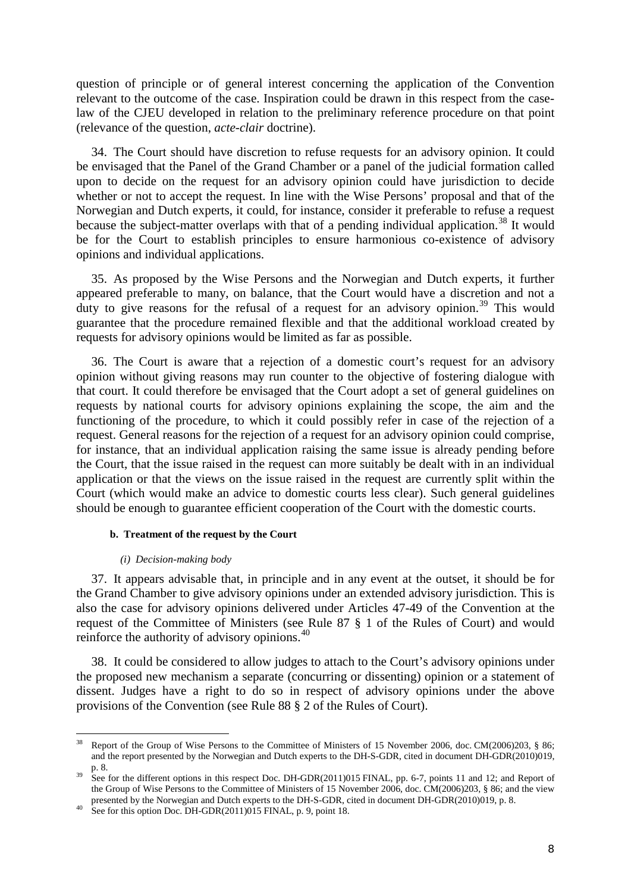question of principle or of general interest concerning the application of the Convention relevant to the outcome of the case. Inspiration could be drawn in this respect from the case-law of the CJEU developed in relation to the preliminary reference procedure on that point (relevance of the question, *acte-clair* doctrine).

34. The Court should have discretion to refuse requests for an advisory opinion. It could be envisaged that the Panel of the Grand Chamber or a panel of the judicial formation called upon to decide on the request for an advisory opinion could have jurisdiction to decide whether or not to accept the request. In line with the Wise Persons' proposal and that of the Norwegian and Dutch experts, it could, for instance, consider it preferable to refuse a request because the subject-matter overlaps with that of a pending individual application.[38] It would be for the Court to establish principles to ensure harmonious co-existence of advisory opinions and individual applications.

35. As proposed by the Wise Persons and the Norwegian and Dutch experts, it further appeared preferable to many, on balance, that the Court would have a discretion and not a duty to give reasons for the refusal of a request for an advisory opinion.[39] This would guarantee that the procedure remained flexible and that the additional workload created by requests for advisory opinions would be limited as far as possible.

36. The Court is aware that a rejection of a domestic court's request for an advisory opinion without giving reasons may run counter to the objective of fostering dialogue with that court. It could therefore be envisaged that the Court adopt a set of general guidelines on requests by national courts for advisory opinions explaining the scope, the aim and the functioning of the procedure, to which it could possibly refer in case of the rejection of a request. General reasons for the rejection of a request for an advisory opinion could comprise, for instance, that an individual application raising the same issue is already pending before the Court, that the issue raised in the request can more suitably be dealt with in an individual application or that the views on the issue raised in the request are currently split within the Court (which would make an advice to domestic courts less clear). Such general guidelines should be enough to guarantee efficient cooperation of the Court with the domestic courts.

#### b. Treatment of the request by the Court

##### *(i) Decision-making body*

37. It appears advisable that, in principle and in any event at the outset, it should be for the Grand Chamber to give advisory opinions under an extended advisory jurisdiction. This is also the case for advisory opinions delivered under Articles 47-49 of the Convention at the request of the Committee of Ministers (see Rule 87 § 1 of the Rules of Court) and would reinforce the authority of advisory opinions.[40]

38. It could be considered to allow judges to attach to the Court's advisory opinions under the proposed new mechanism a separate (concurring or dissenting) opinion or a statement of dissent. Judges have a right to do so in respect of advisory opinions under the above provisions of the Convention (see Rule 88 § 2 of the Rules of Court).

---

[38] Report of the Group of Wise Persons to the Committee of Ministers of 15 November 2006, doc. CM(2006)203, § 86; and the report presented by the Norwegian and Dutch experts to the DH-S-GDR, cited in document DH-GDR(2010)019, p. 8.

[39] See for the different options in this respect Doc. DH-GDR(2011)015 FINAL, pp. 6-7, points 11 and 12; and Report of the Group of Wise Persons to the Committee of Ministers of 15 November 2006, doc. CM(2006)203, § 86; and the view presented by the Norwegian and Dutch experts to the DH-S-GDR, cited in document DH-GDR(2010)019, p. 8.

[40] See for this option Doc. DH-GDR(2011)015 FINAL, p. 9, point 18.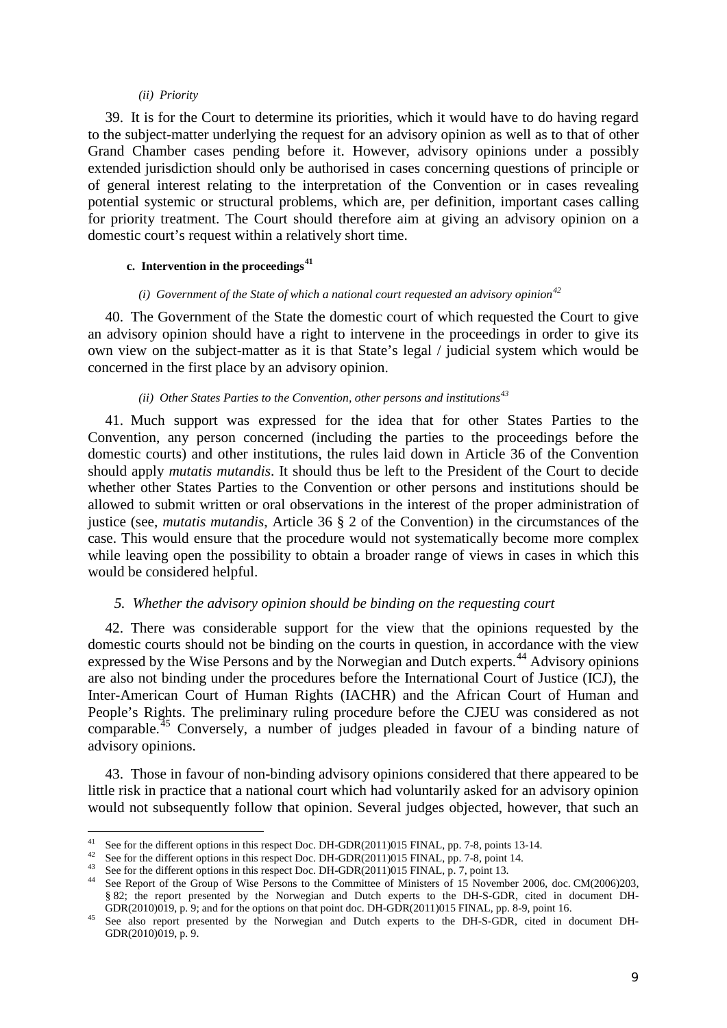*(ii) Priority*

39. It is for the Court to determine its priorities, which it would have to do having regard to the subject-matter underlying the request for an advisory opinion as well as to that of other Grand Chamber cases pending before it. However, advisory opinions under a possibly extended jurisdiction should only be authorised in cases concerning questions of principle or of general interest relating to the interpretation of the Convention or in cases revealing potential systemic or structural problems, which are, per definition, important cases calling for priority treatment. The Court should therefore aim at giving an advisory opinion on a domestic court's request within a relatively short time.

#### c. Intervention in the proceedings[41]

*(i) Government of the State of which a national court requested an advisory opinion[42]*

40. The Government of the State the domestic court of which requested the Court to give an advisory opinion should have a right to intervene in the proceedings in order to give its own view on the subject-matter as it is that State's legal / judicial system which would be concerned in the first place by an advisory opinion.

*(ii) Other States Parties to the Convention, other persons and institutions[43]*

41. Much support was expressed for the idea that for other States Parties to the Convention, any person concerned (including the parties to the proceedings before the domestic courts) and other institutions, the rules laid down in Article 36 of the Convention should apply *mutatis mutandis*. It should thus be left to the President of the Court to decide whether other States Parties to the Convention or other persons and institutions should be allowed to submit written or oral observations in the interest of the proper administration of justice (see, *mutatis mutandis*, Article 36 § 2 of the Convention) in the circumstances of the case. This would ensure that the procedure would not systematically become more complex while leaving open the possibility to obtain a broader range of views in cases in which this would be considered helpful.

### *5. Whether the advisory opinion should be binding on the requesting court*

42. There was considerable support for the view that the opinions requested by the domestic courts should not be binding on the courts in question, in accordance with the view expressed by the Wise Persons and by the Norwegian and Dutch experts.[44] Advisory opinions are also not binding under the procedures before the International Court of Justice (ICJ), the Inter-American Court of Human Rights (IACHR) and the African Court of Human and People's Rights. The preliminary ruling procedure before the CJEU was considered as not comparable.[45] Conversely, a number of judges pleaded in favour of a binding nature of advisory opinions.

43. Those in favour of non-binding advisory opinions considered that there appeared to be little risk in practice that a national court which had voluntarily asked for an advisory opinion would not subsequently follow that opinion. Several judges objected, however, that such an

---

[41] See for the different options in this respect Doc. DH-GDR(2011)015 FINAL, pp. 7-8, points 13-14.

[42] See for the different options in this respect Doc. DH-GDR(2011)015 FINAL, pp. 7-8, point 14.

[43] See for the different options in this respect Doc. DH-GDR(2011)015 FINAL, p. 7, point 13.

[44] See Report of the Group of Wise Persons to the Committee of Ministers of 15 November 2006, doc. CM(2006)203, § 82; the report presented by the Norwegian and Dutch experts to the DH-S-GDR, cited in document DH-GDR(2010)019, p. 9; and for the options on that point doc. DH-GDR(2011)015 FINAL, pp. 8-9, point 16.

[45] See also report presented by the Norwegian and Dutch experts to the DH-S-GDR, cited in document DH-GDR(2010)019, p. 9.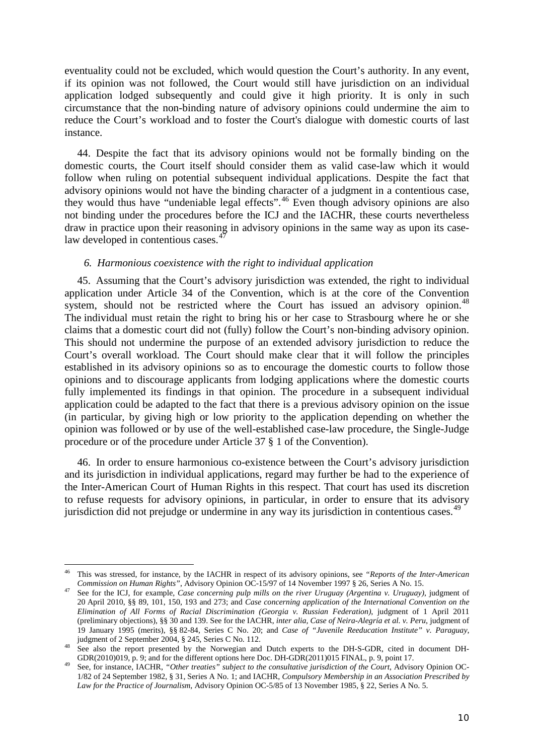eventuality could not be excluded, which would question the Court's authority. In any event, if its opinion was not followed, the Court would still have jurisdiction on an individual application lodged subsequently and could give it high priority. It is only in such circumstance that the non-binding nature of advisory opinions could undermine the aim to reduce the Court's workload and to foster the Court's dialogue with domestic courts of last instance.

44. Despite the fact that its advisory opinions would not be formally binding on the domestic courts, the Court itself should consider them as valid case-law which it would follow when ruling on potential subsequent individual applications. Despite the fact that advisory opinions would not have the binding character of a judgment in a contentious case, they would thus have "undeniable legal effects".[46] Even though advisory opinions are also not binding under the procedures before the ICJ and the IACHR, these courts nevertheless draw in practice upon their reasoning in advisory opinions in the same way as upon its case-law developed in contentious cases.[47]

### *6. Harmonious coexistence with the right to individual application*

45. Assuming that the Court's advisory jurisdiction was extended, the right to individual application under Article 34 of the Convention, which is at the core of the Convention system, should not be restricted where the Court has issued an advisory opinion.[48] The individual must retain the right to bring his or her case to Strasbourg where he or she claims that a domestic court did not (fully) follow the Court's non-binding advisory opinion. This should not undermine the purpose of an extended advisory jurisdiction to reduce the Court's overall workload. The Court should make clear that it will follow the principles established in its advisory opinions so as to encourage the domestic courts to follow those opinions and to discourage applicants from lodging applications where the domestic courts fully implemented its findings in that opinion. The procedure in a subsequent individual application could be adapted to the fact that there is a previous advisory opinion on the issue (in particular, by giving high or low priority to the application depending on whether the opinion was followed or by use of the well-established case-law procedure, the Single-Judge procedure or of the procedure under Article 37 § 1 of the Convention).

46. In order to ensure harmonious co-existence between the Court's advisory jurisdiction and its jurisdiction in individual applications, regard may further be had to the experience of the Inter-American Court of Human Rights in this respect. That court has used its discretion to refuse requests for advisory opinions, in particular, in order to ensure that its advisory jurisdiction did not prejudge or undermine in any way its jurisdiction in contentious cases.[49]

---

[46] This was stressed, for instance, by the IACHR in respect of its advisory opinions, see *"Reports of the Inter-American Commission on Human Rights"*, Advisory Opinion OC-15/97 of 14 November 1997 § 26, Series A No. 15.

[47] See for the ICJ, for example, *Case concerning pulp mills on the river Uruguay (Argentina v. Uruguay)*, judgment of 20 April 2010, §§ 89, 101, 150, 193 and 273; and *Case concerning application of the International Convention on the Elimination of All Forms of Racial Discrimination (Georgia v. Russian Federation)*, judgment of 1 April 2011 (preliminary objections), §§ 30 and 139. See for the IACHR, *inter alia, Case of Neira-Alegría et al. v. Peru*, judgment of 19 January 1995 (merits), §§ 82-84, Series C No. 20; and *Case of "Juvenile Reeducation Institute" v. Paraguay*, judgment of 2 September 2004, § 245, Series C No. 112.

[48] See also the report presented by the Norwegian and Dutch experts to the DH-S-GDR, cited in document DH-GDR(2010)019, p. 9; and for the different options here Doc. DH-GDR(2011)015 FINAL, p. 9, point 17.

[49] See, for instance, IACHR, *"Other treaties" subject to the consultative jurisdiction of the Court*, Advisory Opinion OC-1/82 of 24 September 1982, § 31, Series A No. 1; and IACHR, *Compulsory Membership in an Association Prescribed by Law for the Practice of Journalism*, Advisory Opinion OC-5/85 of 13 November 1985, § 22, Series A No. 5.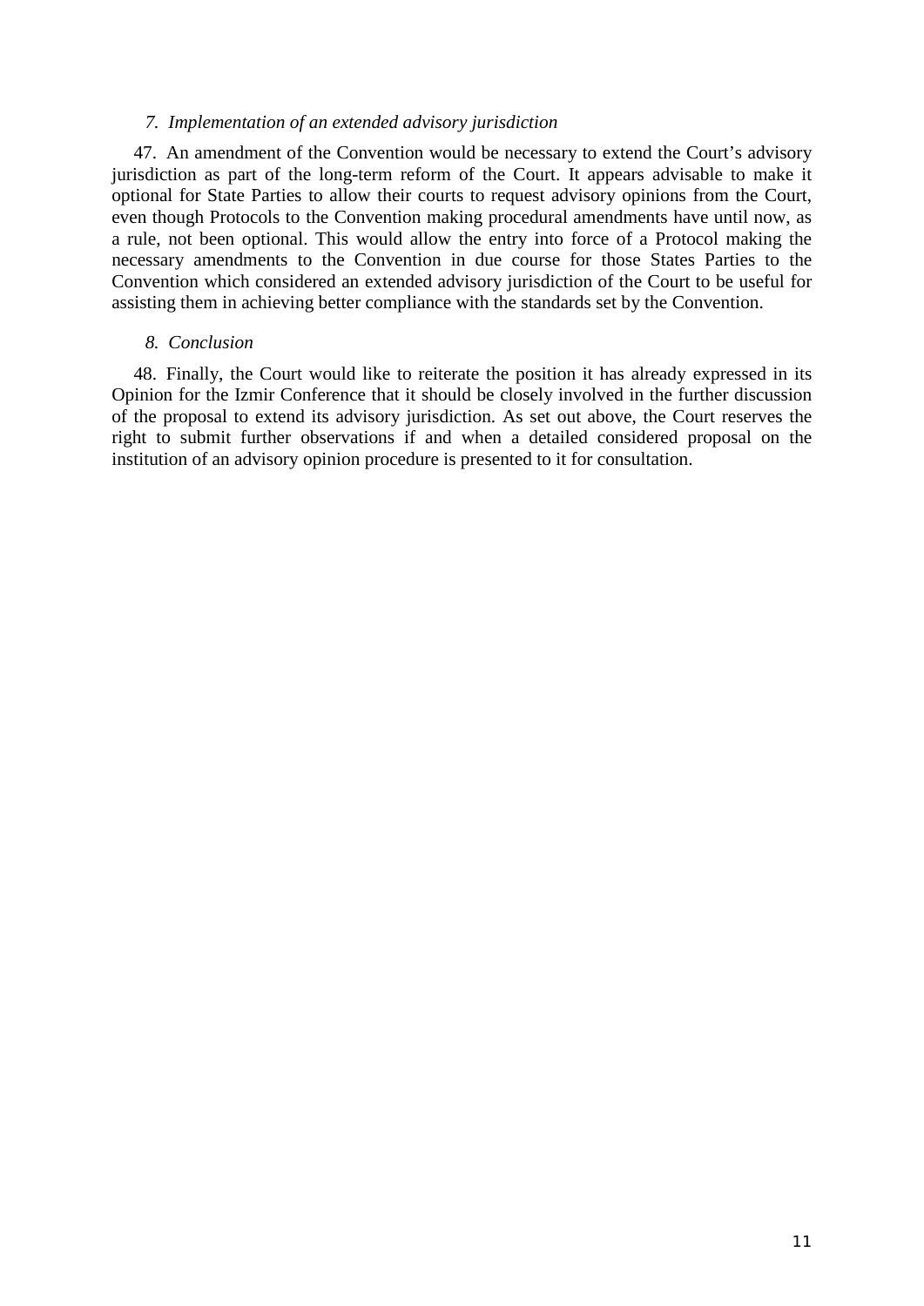### *7. Implementation of an extended advisory jurisdiction*

47. An amendment of the Convention would be necessary to extend the Court's advisory jurisdiction as part of the long-term reform of the Court. It appears advisable to make it optional for State Parties to allow their courts to request advisory opinions from the Court, even though Protocols to the Convention making procedural amendments have until now, as a rule, not been optional. This would allow the entry into force of a Protocol making the necessary amendments to the Convention in due course for those States Parties to the Convention which considered an extended advisory jurisdiction of the Court to be useful for assisting them in achieving better compliance with the standards set by the Convention.

### *8. Conclusion*

48. Finally, the Court would like to reiterate the position it has already expressed in its Opinion for the Izmir Conference that it should be closely involved in the further discussion of the proposal to extend its advisory jurisdiction. As set out above, the Court reserves the right to submit further observations if and when a detailed considered proposal on the institution of an advisory opinion procedure is presented to it for consultation.